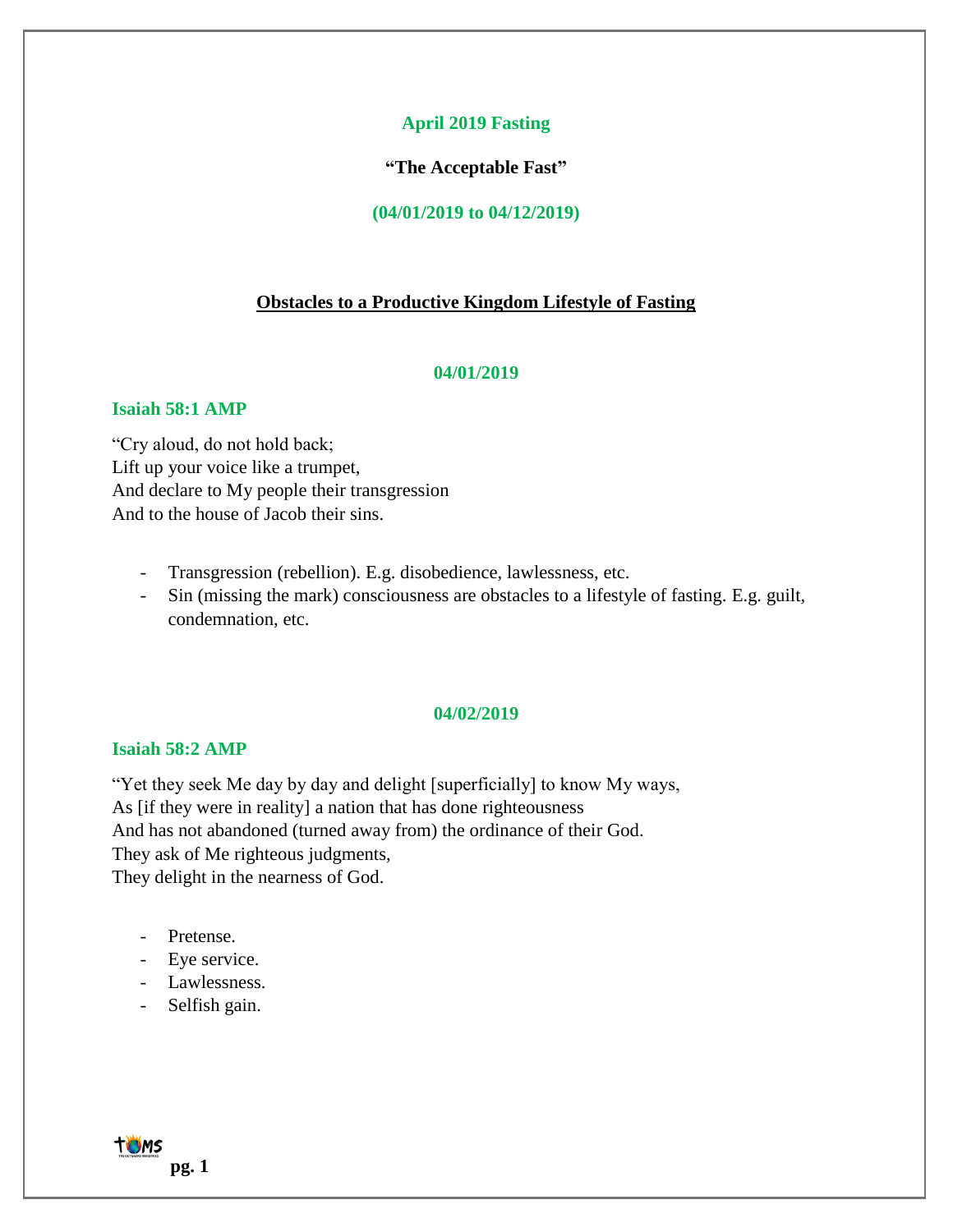# April 2019 Fasting

**"The Acceptable Fast"**

**(04/01/2019 to 04/12/2019)**

## Obstacles to a Productive Kingdom Lifestyle of Fasting

### 04/01/2019

**Isaiah 58:1 AMP**

"Cry aloud, do not hold back;
Lift up your voice like a trumpet,
And declare to My people their transgression
And to the house of Jacob their sins.

- Transgression (rebellion). E.g. disobedience, lawlessness, etc.
- Sin (missing the mark) consciousness are obstacles to a lifestyle of fasting. E.g. guilt, condemnation, etc.

### 04/02/2019

**Isaiah 58:2 AMP**

"Yet they seek Me day by day and delight [superficially] to know My ways,
As [if they were in reality] a nation that has done righteousness
And has not abandoned (turned away from) the ordinance of their God.
They ask of Me righteous judgments,
They delight in the nearness of God.

- Pretense.
- Eye service.
- Lawlessness.
- Selfish gain.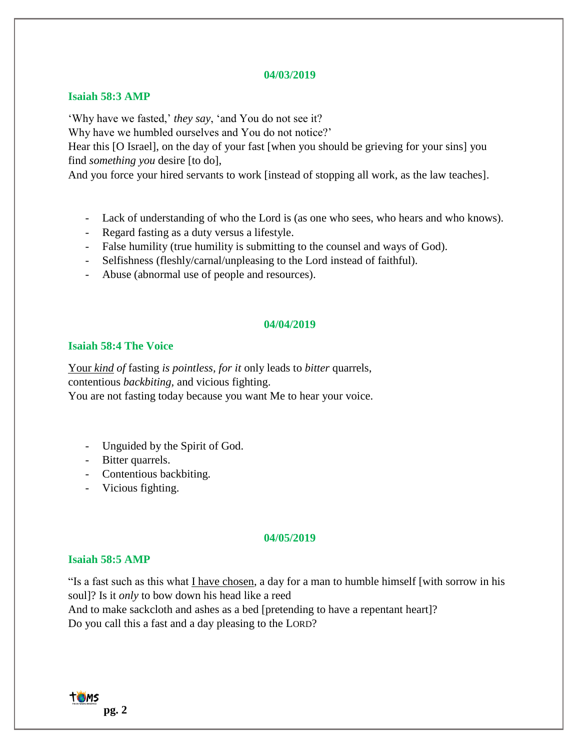**04/03/2019**

**Isaiah 58:3 AMP**

'Why have we fasted,' *they say*, 'and You do not see it?
Why have we humbled ourselves and You do not notice?'
Hear this [O Israel], on the day of your fast [when you should be grieving for your sins] you find *something you* desire [to do],
And you force your hired servants to work [instead of stopping all work, as the law teaches].

- Lack of understanding of who the Lord is (as one who sees, who hears and who knows).
- Regard fasting as a duty versus a lifestyle.
- False humility (true humility is submitting to the counsel and ways of God).
- Selfishness (fleshly/carnal/unpleasing to the Lord instead of faithful).
- Abuse (abnormal use of people and resources).

**04/04/2019**

**Isaiah 58:4 The Voice**

<u>Your *kind*</u> *of* fasting *is pointless, for it* only leads to *bitter* quarrels,
contentious *backbiting,* and vicious fighting.
You are not fasting today because you want Me to hear your voice.

- Unguided by the Spirit of God.
- Bitter quarrels.
- Contentious backbiting.
- Vicious fighting.

**04/05/2019**

**Isaiah 58:5 AMP**

"Is a fast such as this what <u>I have chosen</u>, a day for a man to humble himself [with sorrow in his soul]? Is it *only* to bow down his head like a reed
And to make sackcloth and ashes as a bed [pretending to have a repentant heart]?
Do you call this a fast and a day pleasing to the LORD?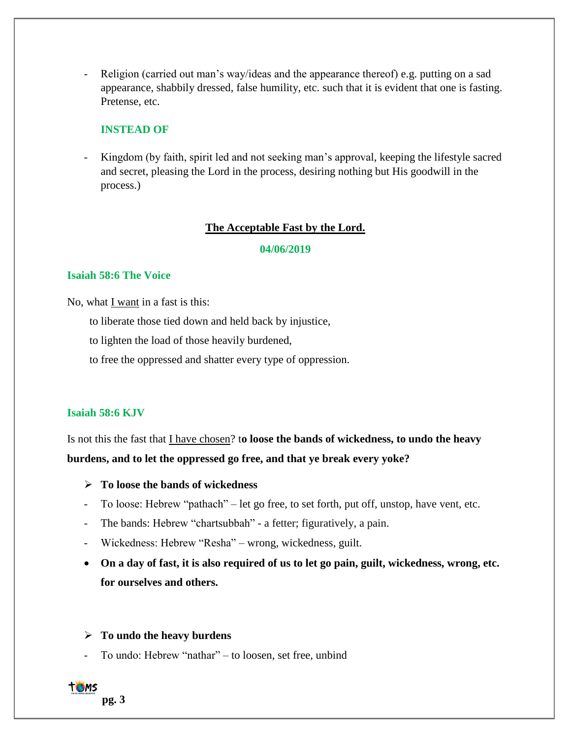- Religion (carried out man's way/ideas and the appearance thereof) e.g. putting on a sad appearance, shabbily dressed, false humility, etc. such that it is evident that one is fasting. Pretense, etc.

**INSTEAD OF**

- Kingdom (by faith, spirit led and not seeking man's approval, keeping the lifestyle sacred and secret, pleasing the Lord in the process, desiring nothing but His goodwill in the process.)

## The Acceptable Fast by the Lord.

**04/06/2019**

### Isaiah 58:6 The Voice

No, what I want in a fast is this:

to liberate those tied down and held back by injustice,

to lighten the load of those heavily burdened,

to free the oppressed and shatter every type of oppression.

### Isaiah 58:6 KJV

Is not this the fast that I have chosen? t**o loose the bands of wickedness, to undo the heavy burdens, and to let the oppressed go free, and that ye break every yoke?**

- **To loose the bands of wickedness**

- To loose: Hebrew "pathach" – let go free, to set forth, put off, unstop, have vent, etc.
- The bands: Hebrew "chartsubbah" - a fetter; figuratively, a pain.
- Wickedness: Hebrew "Resha" – wrong, wickedness, guilt.

- **On a day of fast, it is also required of us to let go pain, guilt, wickedness, wrong, etc. for ourselves and others.**

- **To undo the heavy burdens**

- To undo: Hebrew "nathar" – to loosen, set free, unbind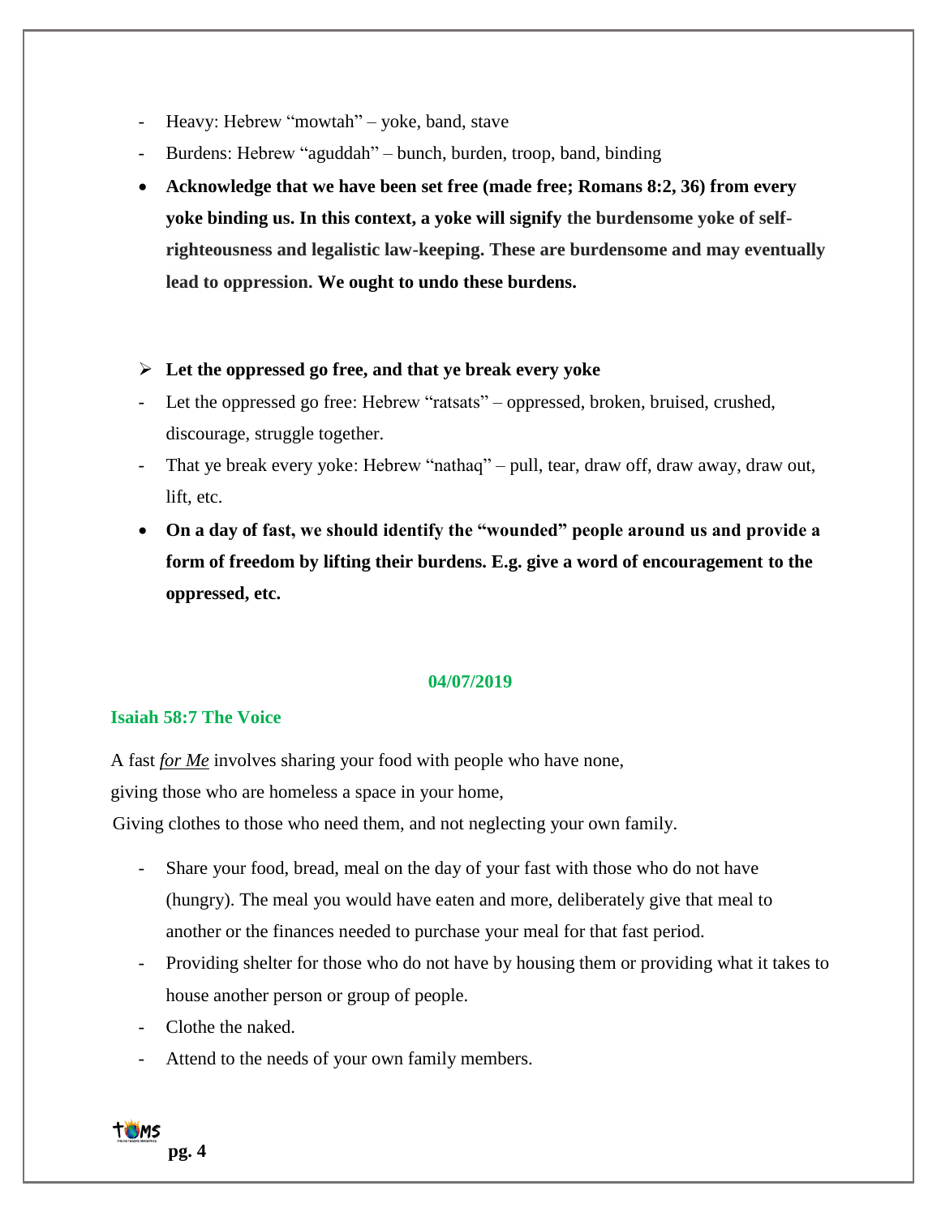- Heavy: Hebrew "mowtah" – yoke, band, stave
- Burdens: Hebrew "aguddah" – bunch, burden, troop, band, binding

- **Acknowledge that we have been set free (made free; Romans 8:2, 36) from every yoke binding us. In this context, a yoke will signify the burdensome yoke of self-righteousness and legalistic law-keeping. These are burdensome and may eventually lead to oppression. We ought to undo these burdens.**

- **Let the oppressed go free, and that ye break every yoke**

- Let the oppressed go free: Hebrew "ratsats" – oppressed, broken, bruised, crushed, discourage, struggle together.
- That ye break every yoke: Hebrew "nathaq" – pull, tear, draw off, draw away, draw out, lift, etc.

- **On a day of fast, we should identify the "wounded" people around us and provide a form of freedom by lifting their burdens. E.g. give a word of encouragement to the oppressed, etc.**

**04/07/2019**

**Isaiah 58:7 The Voice**

A fast *for Me* involves sharing your food with people who have none,
giving those who are homeless a space in your home,
Giving clothes to those who need them, and not neglecting your own family.

- Share your food, bread, meal on the day of your fast with those who do not have (hungry). The meal you would have eaten and more, deliberately give that meal to another or the finances needed to purchase your meal for that fast period.
- Providing shelter for those who do not have by housing them or providing what it takes to house another person or group of people.
- Clothe the naked.
- Attend to the needs of your own family members.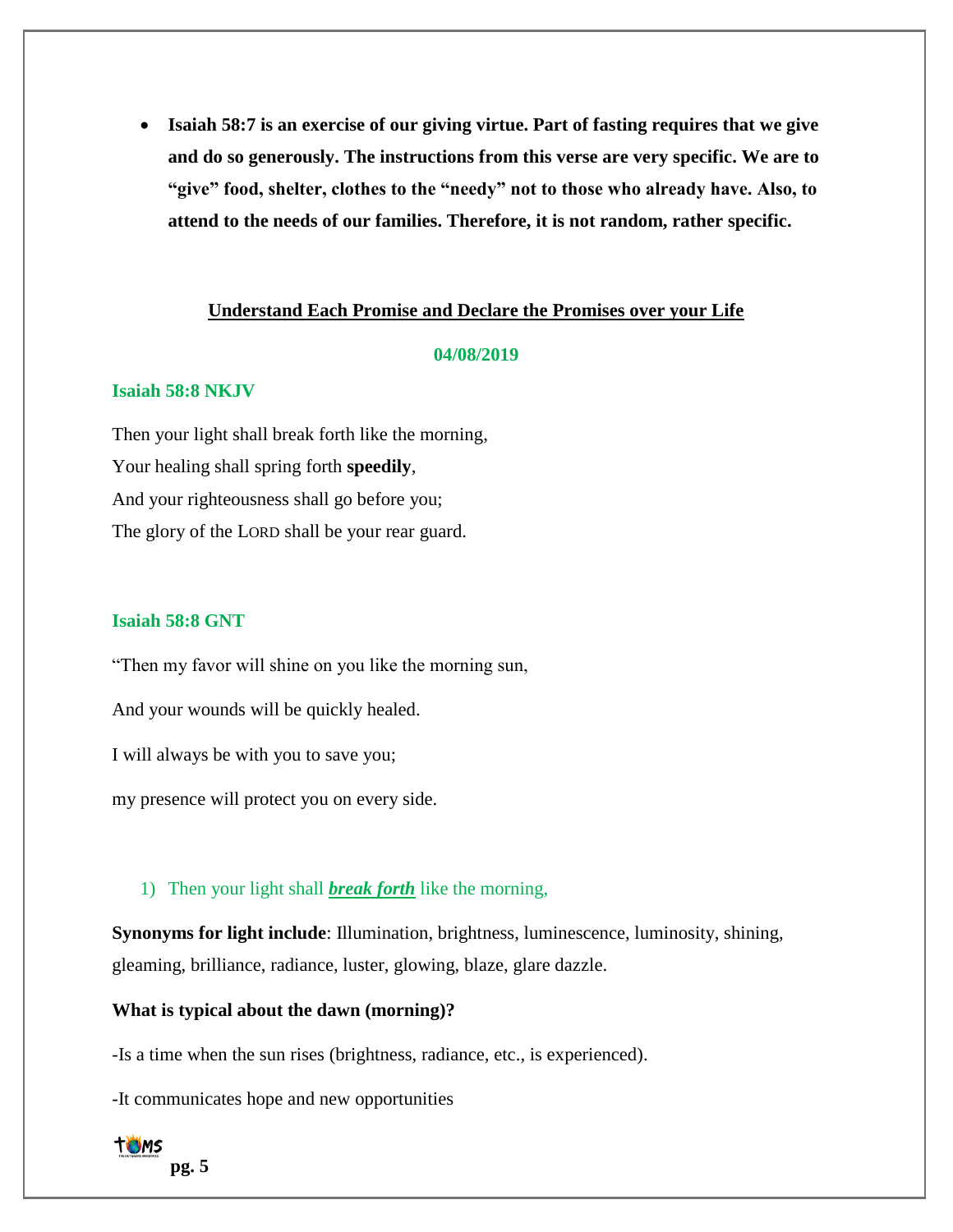- **Isaiah 58:7 is an exercise of our giving virtue. Part of fasting requires that we give and do so generously. The instructions from this verse are very specific. We are to "give" food, shelter, clothes to the "needy" not to those who already have. Also, to attend to the needs of our families. Therefore, it is not random, rather specific.**

## Understand Each Promise and Declare the Promises over your Life

**04/08/2019**

### Isaiah 58:8 NKJV

Then your light shall break forth like the morning,
Your healing shall spring forth **speedily**,
And your righteousness shall go before you;
The glory of the LORD shall be your rear guard.

### Isaiah 58:8 GNT

"Then my favor will shine on you like the morning sun,

And your wounds will be quickly healed.

I will always be with you to save you;

my presence will protect you on every side.

1) Then your light shall ***break forth*** like the morning,

**Synonyms for light include**: Illumination, brightness, luminescence, luminosity, shining, gleaming, brilliance, radiance, luster, glowing, blaze, glare dazzle.

**What is typical about the dawn (morning)?**

-Is a time when the sun rises (brightness, radiance, etc., is experienced).

-It communicates hope and new opportunities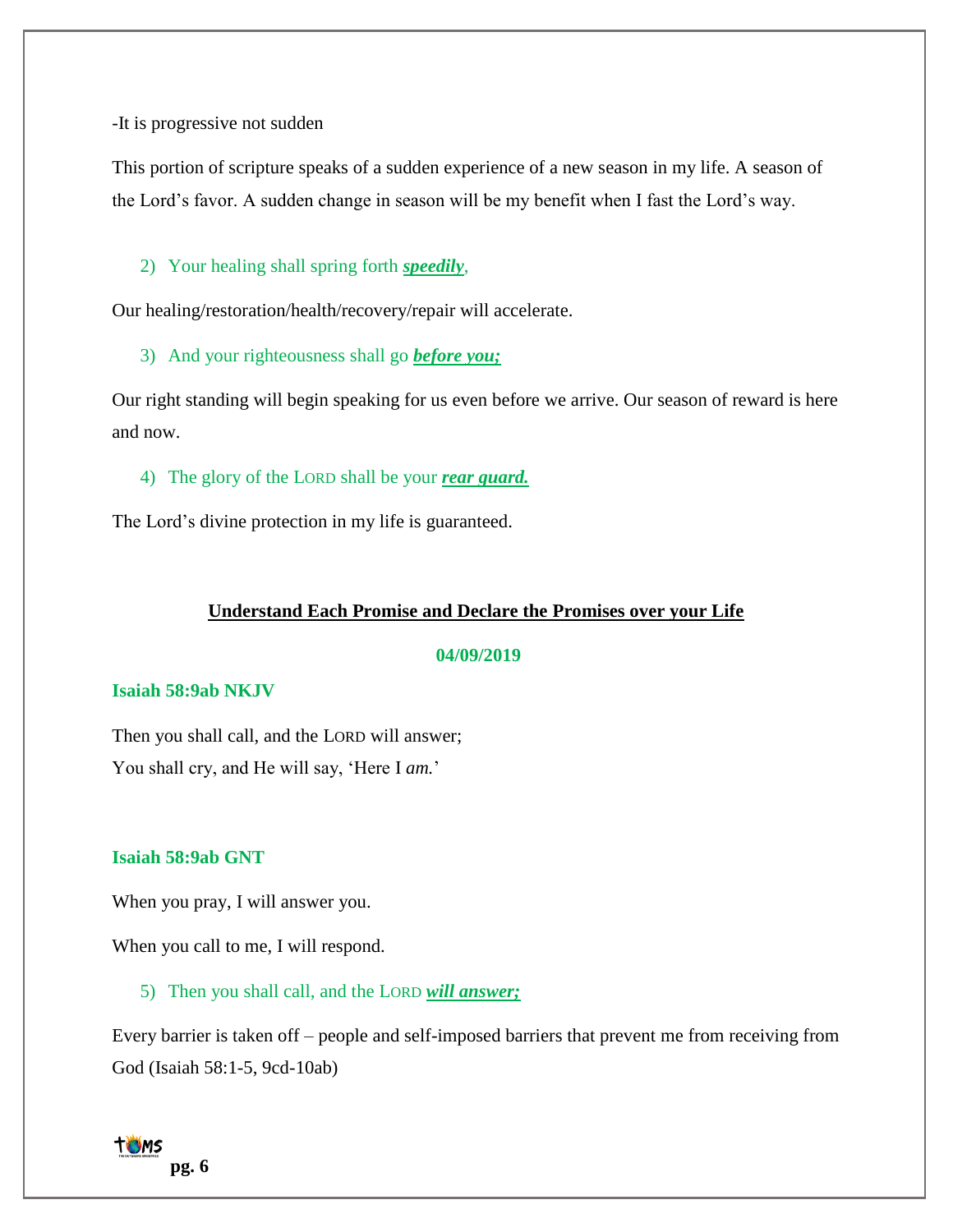-It is progressive not sudden

This portion of scripture speaks of a sudden experience of a new season in my life. A season of the Lord's favor. A sudden change in season will be my benefit when I fast the Lord's way.

2) Your healing shall spring forth ***speedily***,

Our healing/restoration/health/recovery/repair will accelerate.

3) And your righteousness shall go ***before you;***

Our right standing will begin speaking for us even before we arrive. Our season of reward is here and now.

4) The glory of the LORD shall be your ***rear guard.***

The Lord's divine protection in my life is guaranteed.

## Understand Each Promise and Declare the Promises over your Life

**04/09/2019**

**Isaiah 58:9ab NKJV**

Then you shall call, and the LORD will answer;
You shall cry, and He will say, 'Here I *am.*'

**Isaiah 58:9ab GNT**

When you pray, I will answer you.

When you call to me, I will respond.

5) Then you shall call, and the LORD ***will answer;***

Every barrier is taken off – people and self-imposed barriers that prevent me from receiving from God (Isaiah 58:1-5, 9cd-10ab)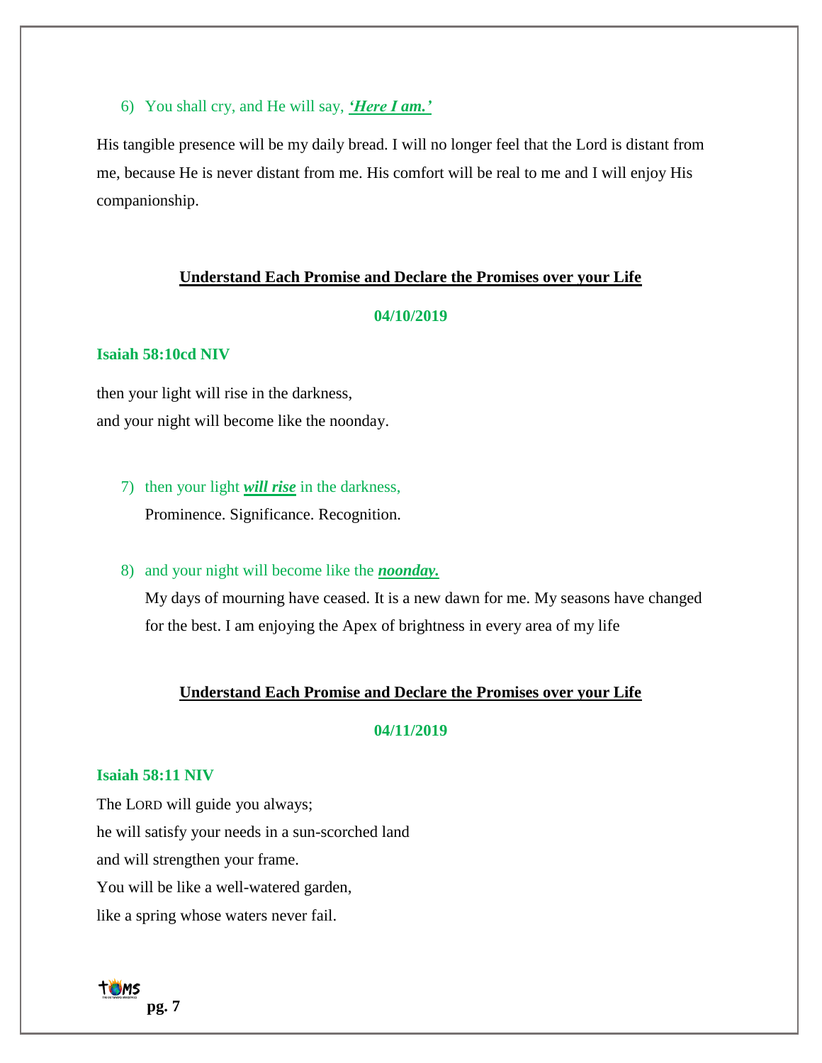6) You shall cry, and He will say, ***'Here I am.'***

His tangible presence will be my daily bread. I will no longer feel that the Lord is distant from me, because He is never distant from me. His comfort will be real to me and I will enjoy His companionship.

## Understand Each Promise and Declare the Promises over your Life

**04/10/2019**

**Isaiah 58:10cd NIV**

then your light will rise in the darkness,
and your night will become like the noonday.

7) then your light ***will rise*** in the darkness,
   Prominence. Significance. Recognition.

8) and your night will become like the ***noonday.***
   My days of mourning have ceased. It is a new dawn for me. My seasons have changed for the best. I am enjoying the Apex of brightness in every area of my life

## Understand Each Promise and Declare the Promises over your Life

**04/11/2019**

**Isaiah 58:11 NIV**

The LORD will guide you always;
he will satisfy your needs in a sun-scorched land
and will strengthen your frame.
You will be like a well-watered garden,
like a spring whose waters never fail.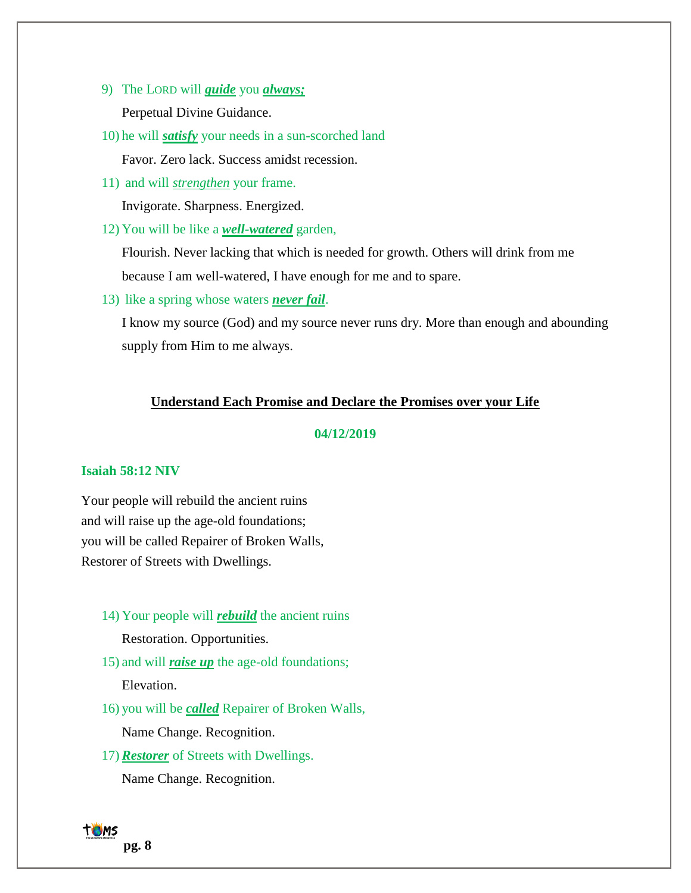9) The LORD will ***guide*** you ***always;***

   Perpetual Divine Guidance.

10) he will ***satisfy*** your needs in a sun-scorched land

   Favor. Zero lack. Success amidst recession.

11) and will *strengthen* your frame.

   Invigorate. Sharpness. Energized.

12) You will be like a ***well-watered*** garden,

   Flourish. Never lacking that which is needed for growth. Others will drink from me because I am well-watered, I have enough for me and to spare.

13) like a spring whose waters ***never fail***.

   I know my source (God) and my source never runs dry. More than enough and abounding supply from Him to me always.

**Understand Each Promise and Declare the Promises over your Life**

**04/12/2019**

**Isaiah 58:12 NIV**

Your people will rebuild the ancient ruins
and will raise up the age-old foundations;
you will be called Repairer of Broken Walls,
Restorer of Streets with Dwellings.

14) Your people will ***rebuild*** the ancient ruins

   Restoration. Opportunities.

15) and will ***raise up*** the age-old foundations;

   Elevation.

16) you will be ***called*** Repairer of Broken Walls,

   Name Change. Recognition.

17) ***Restorer*** of Streets with Dwellings.

   Name Change. Recognition.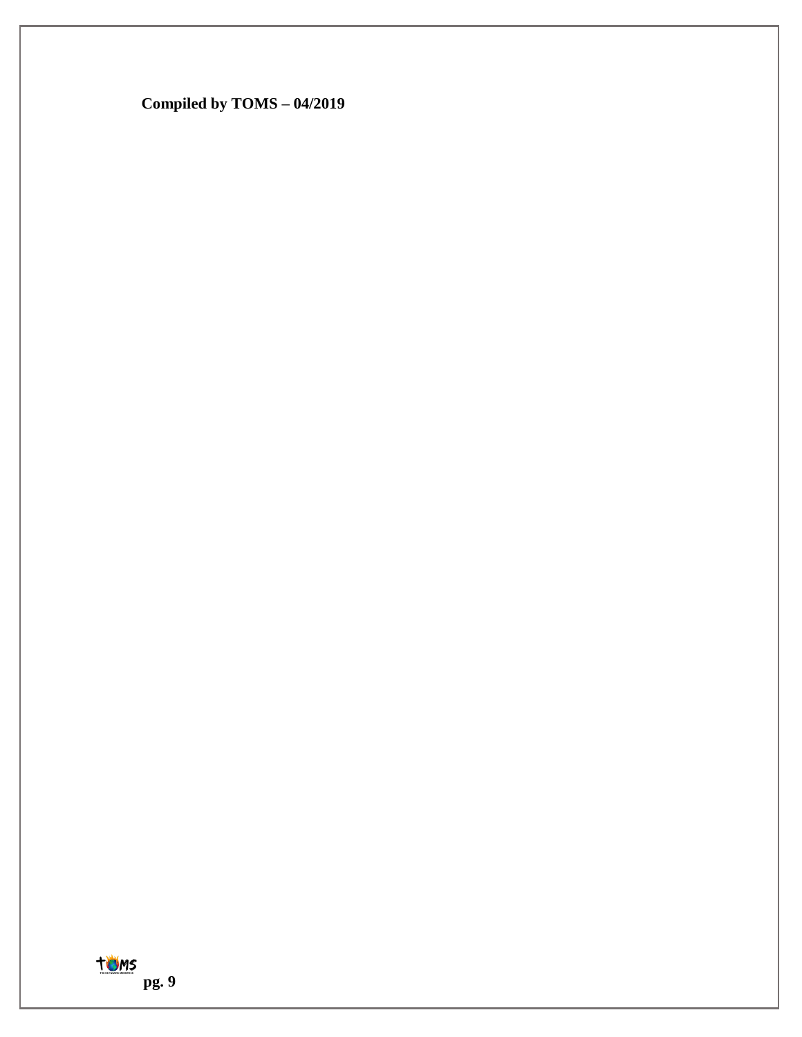**Compiled by TOMS – 04/2019**